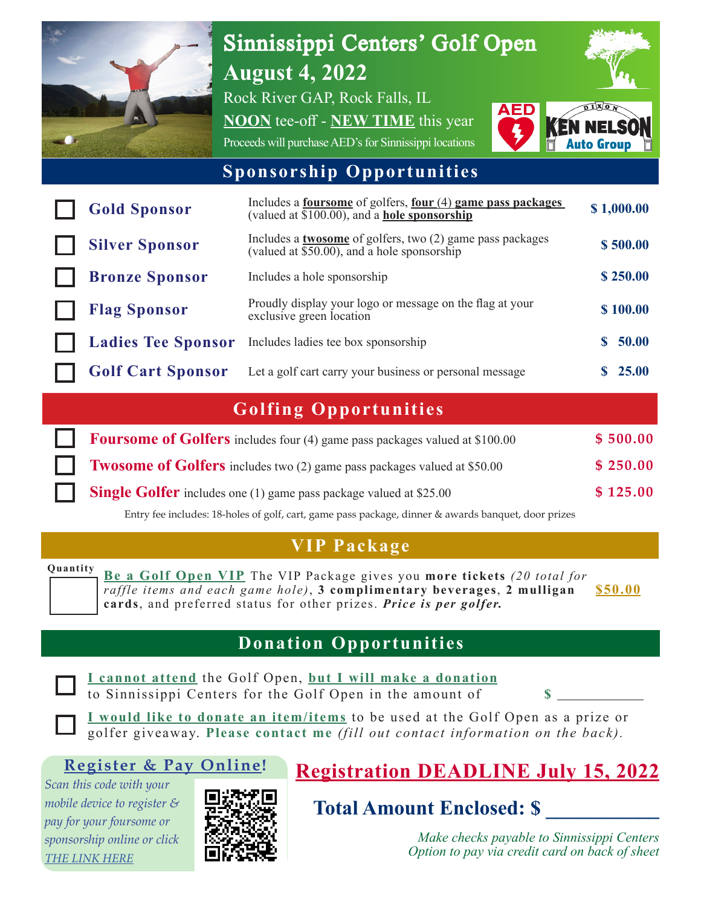# Sinnissippi Centers' Golf Open

## August 4, 2022

Rock River GAP, Rock Falls, IL

**NOON** tee-off - **NEW TIME** this year

Proceeds will purchase AED's for Sinnissippi locations

AED

DIXON KEN NELSON Auto Group

## Sponsorship Opportunities

| | Sponsor | Description | Price |
|---|---|---|---|
| ☐ | **Gold Sponsor** | Includes a **foursome** of golfers, **four** (4) **game pass packages** (valued at $100.00), and a **hole sponsorship** | **$ 1,000.00** |
| ☐ | **Silver Sponsor** | Includes a **twosome** of golfers, two (2) game pass packages (valued at $50.00), and a hole sponsorship | **$ 500.00** |
| ☐ | **Bronze Sponsor** | Includes a hole sponsorship | **$ 250.00** |
| ☐ | **Flag Sponsor** | Proudly display your logo or message on the flag at your exclusive green location | **$ 100.00** |
| ☐ | **Ladies Tee Sponsor** | Includes ladies tee box sponsorship | **$ 50.00** |
| ☐ | **Golf Cart Sponsor** | Let a golf cart carry your business or personal message | **$ 25.00** |

## Golfing Opportunities

| | Option | Price |
|---|---|---|
| ☐ | **Foursome of Golfers** includes four (4) game pass packages valued at $100.00 | **$ 500.00** |
| ☐ | **Twosome of Golfers** includes two (2) game pass packages valued at $50.00 | **$ 250.00** |
| ☐ | **Single Golfer** includes one (1) game pass package valued at $25.00 | **$ 125.00** |

Entry fee includes: 18-holes of golf, cart, game pass package, dinner & awards banquet, door prizes

## VIP Package

Quantity ☐

**Be a Golf Open VIP** The VIP Package gives you **more tickets** *(20 total for raffle items and each game hole)*, **3 complimentary beverages**, **2 mulligan cards**, and preferred status for other prizes. ***Price is per golfer.*** **$50.00**

## Donation Opportunities

☐ **I cannot attend** the Golf Open, **but I will make a donation** to Sinnissippi Centers for the Golf Open in the amount of **$** ___________

☐ **I would like to donate an item/items** to be used at the Golf Open as a prize or golfer giveaway. **Please contact me** *(fill out contact information on the back).*

**Register & Pay Online!**

*Scan this code with your mobile device to register & pay for your foursome or sponsorship online or click THE LINK HERE*

## Registration DEADLINE July 15, 2022

**Total Amount Enclosed: $** ___________

*Make checks payable to Sinnissippi Centers*
*Option to pay via credit card on back of sheet*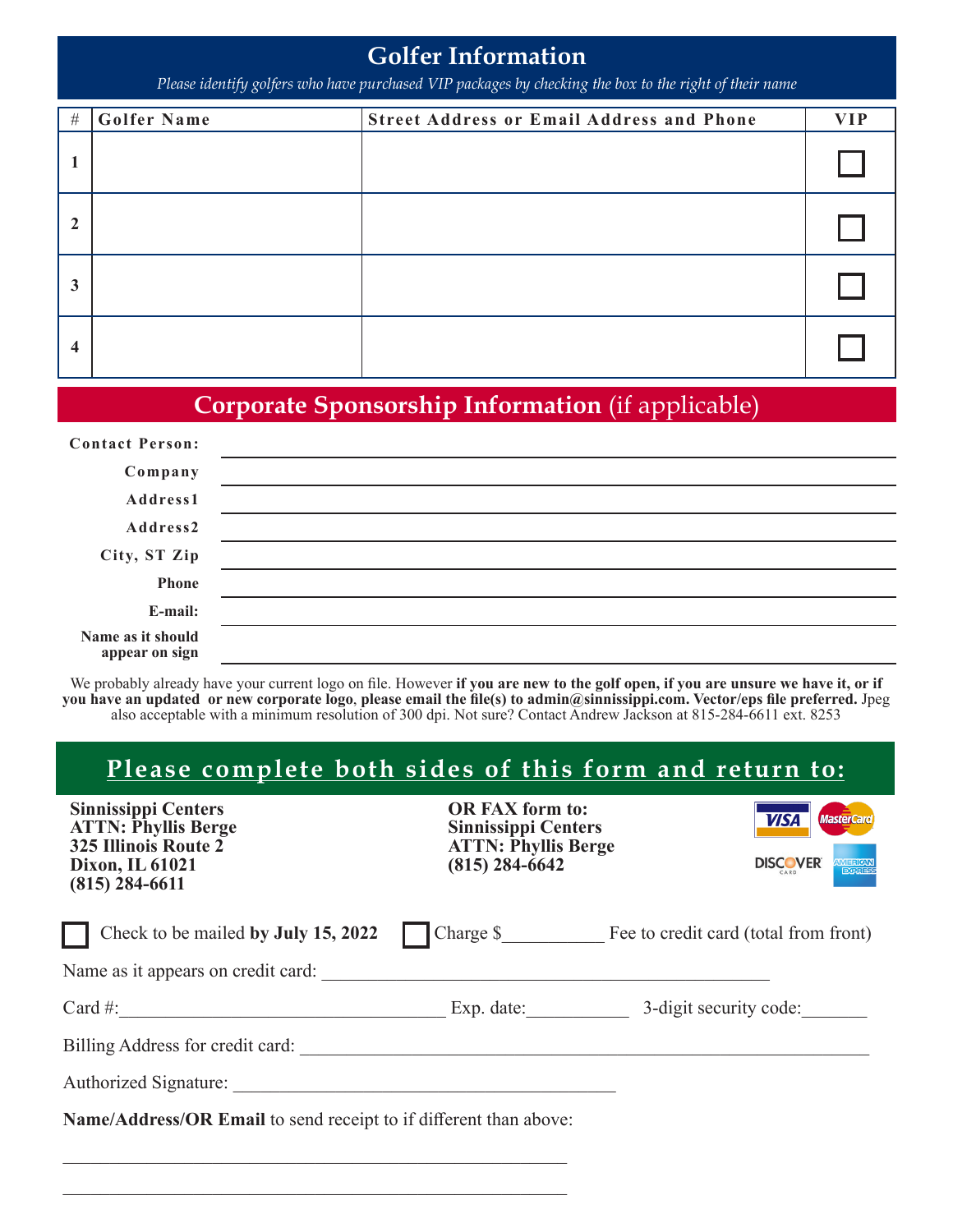## Golfer Information

*Please identify golfers who have purchased VIP packages by checking the box to the right of their name*

| # | Golfer Name | Street Address or Email Address and Phone | VIP |
|---|---|---|---|
| 1 | | | ☐ |
| 2 | | | ☐ |
| 3 | | | ☐ |
| 4 | | | ☐ |

## Corporate Sponsorship Information (if applicable)

**Contact Person:** ______________________________

**Company** ______________________________

**Address1** ______________________________

**Address2** ______________________________

**City, ST Zip** ______________________________

**Phone** ______________________________

**E-mail:** ______________________________

**Name as it should appear on sign** ______________________________

We probably already have your current logo on file. However **if you are new to the golf open, if you are unsure we have it, or if you have an updated or new corporate logo, please email the file(s) to admin@sinnissippi.com. Vector/eps file preferred.** Jpeg also acceptable with a minimum resolution of 300 dpi. Not sure? Contact Andrew Jackson at 815-284-6611 ext. 8253

## Please complete both sides of this form and return to:

**Sinnissippi Centers**
**ATTN: Phyllis Berge**
**325 Illinois Route 2**
**Dixon, IL 61021**
**(815) 284-6611**

**OR FAX form to:**
**Sinnissippi Centers**
**ATTN: Phyllis Berge**
**(815) 284-6642**

VISA MasterCard DISCOVER AMERICAN EXPRESS

☐ Check to be mailed **by July 15, 2022** ☐ Charge $__________ Fee to credit card (total from front)

Name as it appears on credit card: ______________________________

Card #:______________________________ Exp. date:__________ 3-digit security code:_______

Billing Address for credit card: ______________________________

Authorized Signature: ______________________________

**Name/Address/OR Email** to send receipt to if different than above:

______________________________

______________________________